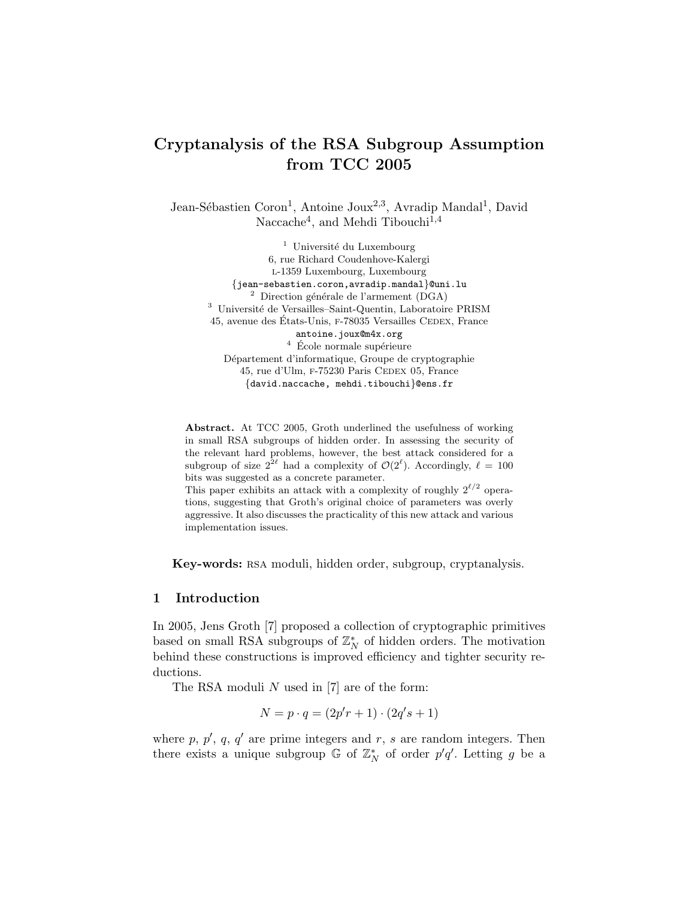# Cryptanalysis of the RSA Subgroup Assumption from TCC 2005

Jean-Sébastien Coron[1], Antoine Joux[2,3], Avradip Mandal[1], David Naccache[4], and Mehdi Tibouchi[1,4]

[1] Université du Luxembourg
6, rue Richard Coudenhove-Kalergi
L-1359 Luxembourg, Luxembourg
{jean-sebastien.coron,avradip.mandal}@uni.lu

[2] Direction générale de l'armement (DGA)

[3] Université de Versailles–Saint-Quentin, Laboratoire PRISM
45, avenue des États-Unis, F-78035 Versailles Cedex, France
antoine.joux@m4x.org

[4] École normale supérieure
Département d'informatique, Groupe de cryptographie
45, rue d'Ulm, F-75230 Paris Cedex 05, France
{david.naccache, mehdi.tibouchi}@ens.fr

**Abstract.** At TCC 2005, Groth underlined the usefulness of working in small RSA subgroups of hidden order. In assessing the security of the relevant hard problems, however, the best attack considered for a subgroup of size $2^{2\ell}$ had a complexity of $\mathcal{O}(2^{\ell})$. Accordingly, $\ell = 100$ bits was suggested as a concrete parameter.
This paper exhibits an attack with a complexity of roughly $2^{\ell/2}$ operations, suggesting that Groth's original choice of parameters was overly aggressive. It also discusses the practicality of this new attack and various implementation issues.

**Key-words:** RSA moduli, hidden order, subgroup, cryptanalysis.

## 1 Introduction

In 2005, Jens Groth [7] proposed a collection of cryptographic primitives based on small RSA subgroups of $\mathbb{Z}_N^*$ of hidden orders. The motivation behind these constructions is improved efficiency and tighter security reductions.

The RSA moduli $N$ used in [7] are of the form:

$$N = p \cdot q = (2p'r + 1) \cdot (2q's + 1)$$

where $p$, $p'$, $q$, $q'$ are prime integers and $r$, $s$ are random integers. Then there exists a unique subgroup $\mathbb{G}$ of $\mathbb{Z}_N^*$ of order $p'q'$. Letting $g$ be a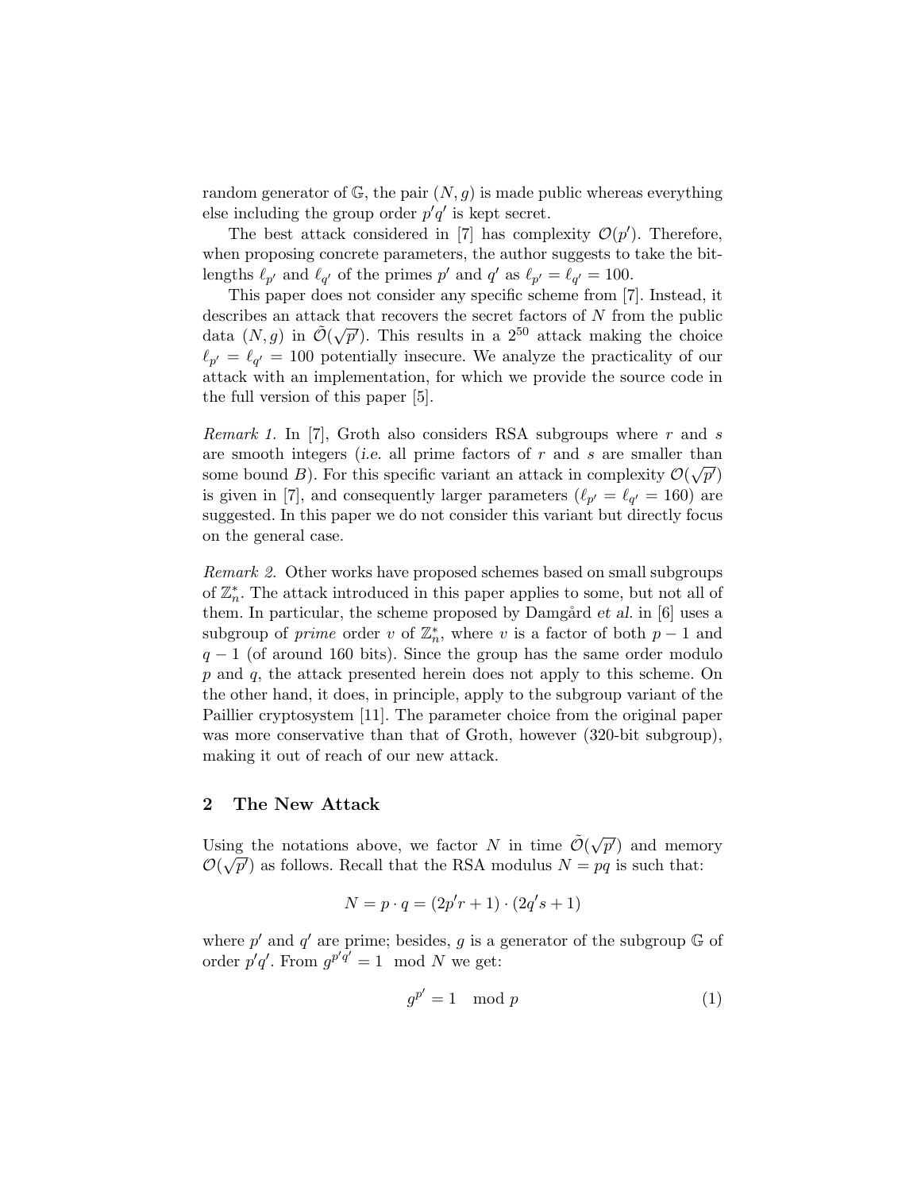random generator of $\mathbb{G}$, the pair $(N, g)$ is made public whereas everything else including the group order $p'q'$ is kept secret.

The best attack considered in [7] has complexity $\mathcal{O}(p')$. Therefore, when proposing concrete parameters, the author suggests to take the bit-lengths $\ell_{p'}$ and $\ell_{q'}$ of the primes $p'$ and $q'$ as $\ell_{p'} = \ell_{q'} = 100$.

This paper does not consider any specific scheme from [7]. Instead, it describes an attack that recovers the secret factors of $N$ from the public data $(N, g)$ in $\tilde{\mathcal{O}}(\sqrt{p'})$. This results in a $2^{50}$ attack making the choice $\ell_{p'} = \ell_{q'} = 100$ potentially insecure. We analyze the practicality of our attack with an implementation, for which we provide the source code in the full version of this paper [5].

*Remark 1.* In [7], Groth also considers RSA subgroups where $r$ and $s$ are smooth integers (*i.e.* all prime factors of $r$ and $s$ are smaller than some bound $B$). For this specific variant an attack in complexity $\mathcal{O}(\sqrt{p'})$ is given in [7], and consequently larger parameters ($\ell_{p'} = \ell_{q'} = 160$) are suggested. In this paper we do not consider this variant but directly focus on the general case.

*Remark 2.* Other works have proposed schemes based on small subgroups of $\mathbb{Z}_n^*$. The attack introduced in this paper applies to some, but not all of them. In particular, the scheme proposed by Damgård *et al.* in [6] uses a subgroup of *prime* order $v$ of $\mathbb{Z}_n^*$, where $v$ is a factor of both $p-1$ and $q-1$ (of around 160 bits). Since the group has the same order modulo $p$ and $q$, the attack presented herein does not apply to this scheme. On the other hand, it does, in principle, apply to the subgroup variant of the Paillier cryptosystem [11]. The parameter choice from the original paper was more conservative than that of Groth, however (320-bit subgroup), making it out of reach of our new attack.

## 2 The New Attack

Using the notations above, we factor $N$ in time $\tilde{\mathcal{O}}(\sqrt{p'})$ and memory $\mathcal{O}(\sqrt{p'})$ as follows. Recall that the RSA modulus $N = pq$ is such that:

$$N = p \cdot q = (2p'r + 1) \cdot (2q's + 1)$$

where $p'$ and $q'$ are prime; besides, $g$ is a generator of the subgroup $\mathbb{G}$ of order $p'q'$. From $g^{p'q'} = 1 \mod N$ we get:

$$g^{p'} = 1 \mod p \tag{1}$$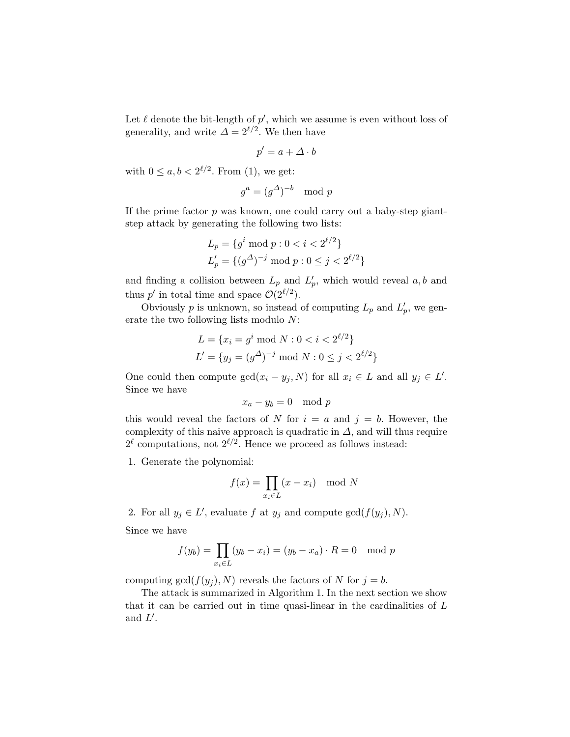Let $\ell$ denote the bit-length of $p'$, which we assume is even without loss of generality, and write $\Delta = 2^{\ell/2}$. We then have

$$p' = a + \Delta \cdot b$$

with $0 \leq a, b < 2^{\ell/2}$. From (1), we get:

$$g^a = (g^{\Delta})^{-b} \mod p$$

If the prime factor $p$ was known, one could carry out a baby-step giant-step attack by generating the following two lists:

$$L_p = \{g^i \bmod p : 0 < i < 2^{\ell/2}\}$$
$$L'_p = \{(g^{\Delta})^{-j} \bmod p : 0 \leq j < 2^{\ell/2}\}$$

and finding a collision between $L_p$ and $L'_p$, which would reveal $a, b$ and thus $p'$ in total time and space $\mathcal{O}(2^{\ell/2})$.

Obviously $p$ is unknown, so instead of computing $L_p$ and $L'_p$, we generate the two following lists modulo $N$:

$$L = \{x_i = g^i \bmod N : 0 < i < 2^{\ell/2}\}$$
$$L' = \{y_j = (g^{\Delta})^{-j} \bmod N : 0 \leq j < 2^{\ell/2}\}$$

One could then compute $\gcd(x_i - y_j, N)$ for all $x_i \in L$ and all $y_j \in L'$. Since we have

$$x_a - y_b = 0 \mod p$$

this would reveal the factors of $N$ for $i = a$ and $j = b$. However, the complexity of this naive approach is quadratic in $\Delta$, and will thus require $2^{\ell}$ computations, not $2^{\ell/2}$. Hence we proceed as follows instead:

1. Generate the polynomial:

$$f(x) = \prod_{x_i \in L} (x - x_i) \mod N$$

2. For all $y_j \in L'$, evaluate $f$ at $y_j$ and compute $\gcd(f(y_j), N)$.

Since we have

$$f(y_b) = \prod_{x_i \in L} (y_b - x_i) = (y_b - x_a) \cdot R = 0 \mod p$$

computing $\gcd(f(y_j), N)$ reveals the factors of $N$ for $j = b$.

The attack is summarized in Algorithm 1. In the next section we show that it can be carried out in time quasi-linear in the cardinalities of $L$ and $L'$.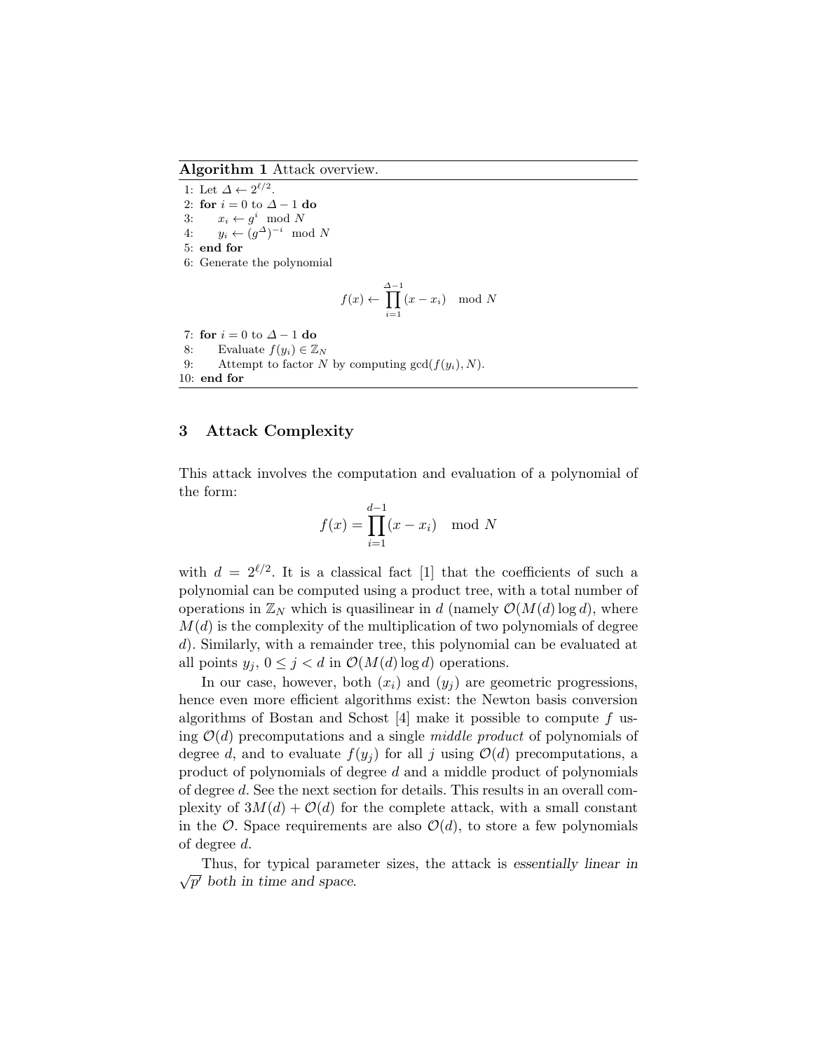**Algorithm 1** Attack overview.

```
1: Let Δ ← 2^{ℓ/2}.
2: for i = 0 to Δ − 1 do
3:     x_i ← g^i mod N
4:     y_i ← (g^Δ)^{−i} mod N
5: end for
6: Generate the polynomial
```

$$f(x) \leftarrow \prod_{i=1}^{\Delta-1}(x - x_i) \mod N$$

```
7: for i = 0 to Δ − 1 do
8:     Evaluate f(y_i) ∈ Z_N
9:     Attempt to factor N by computing gcd(f(y_i), N).
10: end for
```

## 3 Attack Complexity

This attack involves the computation and evaluation of a polynomial of the form:

$$f(x) = \prod_{i=1}^{d-1}(x - x_i) \mod N$$

with $d = 2^{\ell/2}$. It is a classical fact [1] that the coefficients of such a polynomial can be computed using a product tree, with a total number of operations in $\mathbb{Z}_N$ which is quasilinear in $d$ (namely $\mathcal{O}(M(d)\log d)$, where $M(d)$ is the complexity of the multiplication of two polynomials of degree $d$). Similarly, with a remainder tree, this polynomial can be evaluated at all points $y_j$, $0 \leq j < d$ in $\mathcal{O}(M(d)\log d)$ operations.

In our case, however, both $(x_i)$ and $(y_j)$ are geometric progressions, hence even more efficient algorithms exist: the Newton basis conversion algorithms of Bostan and Schost [4] make it possible to compute $f$ using $\mathcal{O}(d)$ precomputations and a single *middle product* of polynomials of degree $d$, and to evaluate $f(y_j)$ for all $j$ using $\mathcal{O}(d)$ precomputations, a product of polynomials of degree $d$ and a middle product of polynomials of degree $d$. See the next section for details. This results in an overall complexity of $3M(d) + \mathcal{O}(d)$ for the complete attack, with a small constant in the $\mathcal{O}$. Space requirements are also $\mathcal{O}(d)$, to store a few polynomials of degree $d$.

Thus, for typical parameter sizes, the attack is *essentially linear in* $\sqrt{p'}$ *both in time and space*.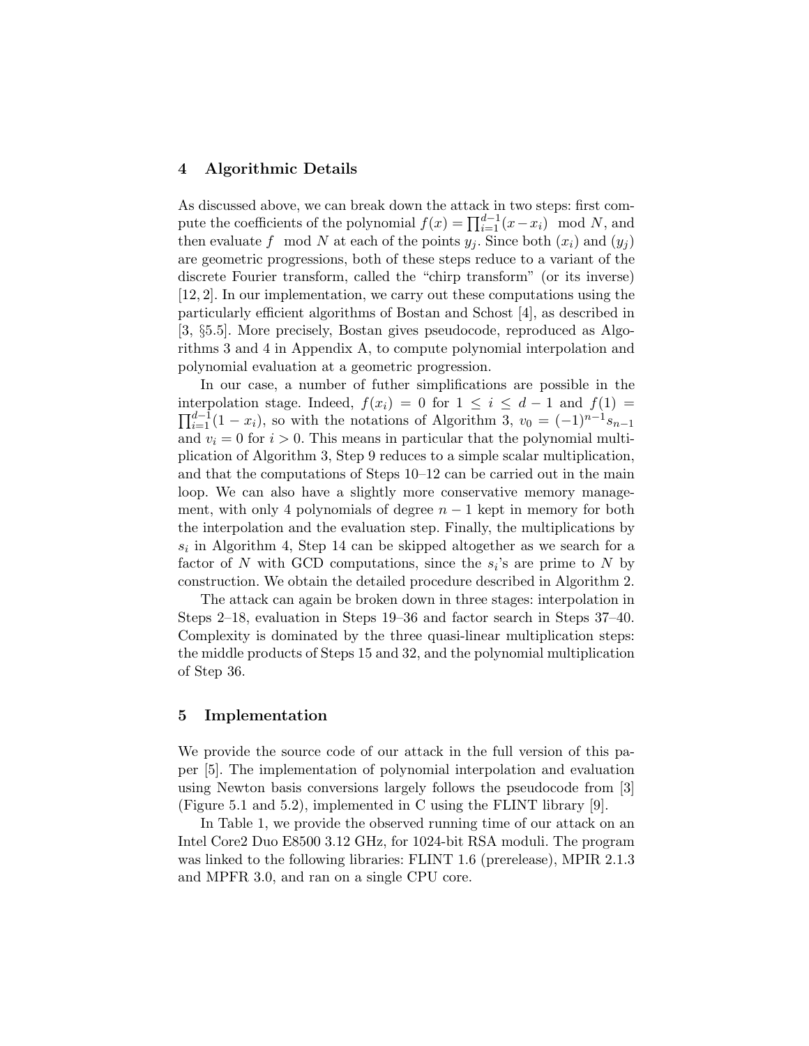## 4 Algorithmic Details

As discussed above, we can break down the attack in two steps: first compute the coefficients of the polynomial $f(x) = \prod_{i=1}^{d-1}(x - x_i) \mod N$, and then evaluate $f \mod N$ at each of the points $y_j$. Since both $(x_i)$ and $(y_j)$ are geometric progressions, both of these steps reduce to a variant of the discrete Fourier transform, called the "chirp transform" (or its inverse) [12, 2]. In our implementation, we carry out these computations using the particularly efficient algorithms of Bostan and Schost [4], as described in [3, §5.5]. More precisely, Bostan gives pseudocode, reproduced as Algorithms 3 and 4 in Appendix A, to compute polynomial interpolation and polynomial evaluation at a geometric progression.

In our case, a number of futher simplifications are possible in the interpolation stage. Indeed, $f(x_i) = 0$ for $1 \leq i \leq d-1$ and $f(1) = \prod_{i=1}^{d-1}(1 - x_i)$, so with the notations of Algorithm 3, $v_0 = (-1)^{n-1}s_{n-1}$ and $v_i = 0$ for $i > 0$. This means in particular that the polynomial multiplication of Algorithm 3, Step 9 reduces to a simple scalar multiplication, and that the computations of Steps 10–12 can be carried out in the main loop. We can also have a slightly more conservative memory management, with only 4 polynomials of degree $n-1$ kept in memory for both the interpolation and the evaluation step. Finally, the multiplications by $s_i$ in Algorithm 4, Step 14 can be skipped altogether as we search for a factor of $N$ with GCD computations, since the $s_i$'s are prime to $N$ by construction. We obtain the detailed procedure described in Algorithm 2.

The attack can again be broken down in three stages: interpolation in Steps 2–18, evaluation in Steps 19–36 and factor search in Steps 37–40. Complexity is dominated by the three quasi-linear multiplication steps: the middle products of Steps 15 and 32, and the polynomial multiplication of Step 36.

## 5 Implementation

We provide the source code of our attack in the full version of this paper [5]. The implementation of polynomial interpolation and evaluation using Newton basis conversions largely follows the pseudocode from [3] (Figure 5.1 and 5.2), implemented in C using the FLINT library [9].

In Table 1, we provide the observed running time of our attack on an Intel Core2 Duo E8500 3.12 GHz, for 1024-bit RSA moduli. The program was linked to the following libraries: FLINT 1.6 (prerelease), MPIR 2.1.3 and MPFR 3.0, and ran on a single CPU core.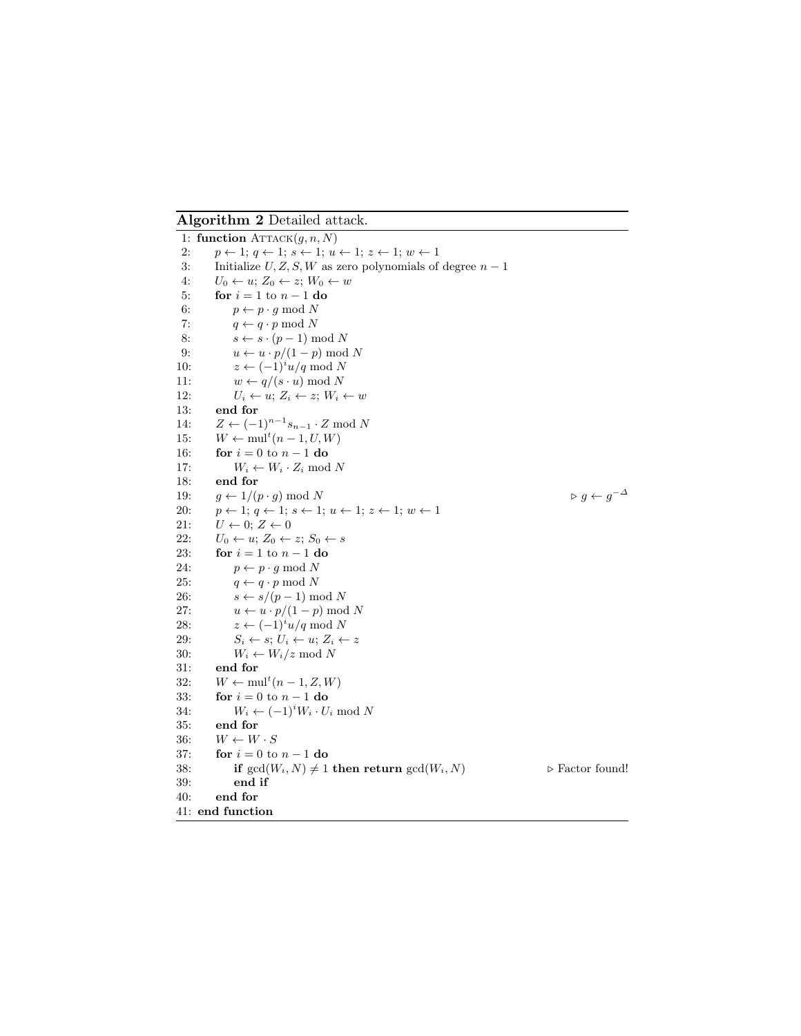**Algorithm 2** Detailed attack.

```
 1: function ATTACK(g, n, N)
 2:     p ← 1; q ← 1; s ← 1; u ← 1; z ← 1; w ← 1
 3:     Initialize U, Z, S, W as zero polynomials of degree n − 1
 4:     U_0 ← u; Z_0 ← z; W_0 ← w
 5:     for i = 1 to n − 1 do
 6:         p ← p · g mod N
 7:         q ← q · p mod N
 8:         s ← s · (p − 1) mod N
 9:         u ← u · p/(1 − p) mod N
10:         z ← (−1)^i u/q mod N
11:         w ← q/(s · u) mod N
12:         U_i ← u; Z_i ← z; W_i ← w
13:     end for
14:     Z ← (−1)^(n−1) s_(n−1) · Z mod N
15:     W ← mul^t(n − 1, U, W)
16:     for i = 0 to n − 1 do
17:         W_i ← W_i · Z_i mod N
18:     end for
19:     g ← 1/(p · g) mod N                                  ▷ g ← g^(−Δ)
20:     p ← 1; q ← 1; s ← 1; u ← 1; z ← 1; w ← 1
21:     U ← 0; Z ← 0
22:     U_0 ← u; Z_0 ← z; S_0 ← s
23:     for i = 1 to n − 1 do
24:         p ← p · g mod N
25:         q ← q · p mod N
26:         s ← s/(p − 1) mod N
27:         u ← u · p/(1 − p) mod N
28:         z ← (−1)^i u/q mod N
29:         S_i ← s; U_i ← u; Z_i ← z
30:         W_i ← W_i/z mod N
31:     end for
32:     W ← mul^t(n − 1, Z, W)
33:     for i = 0 to n − 1 do
34:         W_i ← (−1)^i W_i · U_i mod N
35:     end for
36:     W ← W · S
37:     for i = 0 to n − 1 do
38:         if gcd(W_i, N) ≠ 1 then return gcd(W_i, N)       ▷ Factor found!
39:         end if
40:     end for
41: end function
```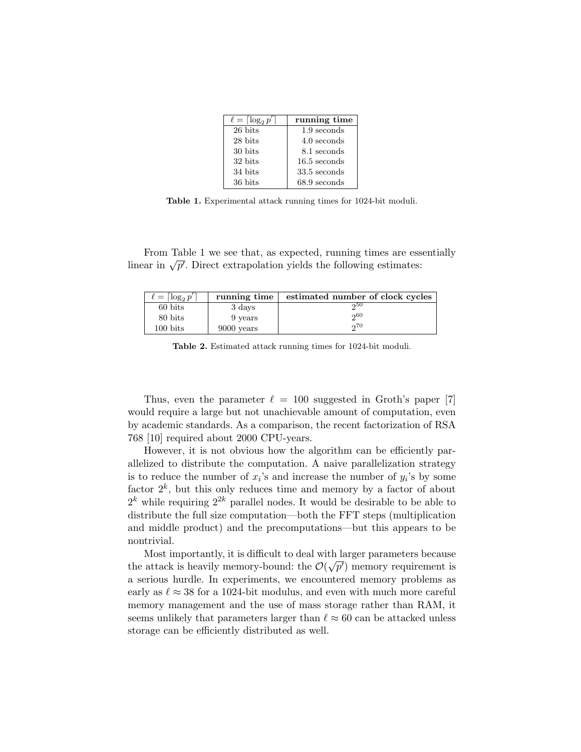| $\ell = \lceil \log_2 p' \rceil$ | **running time** |
|---|---|
| 26 bits | 1.9 seconds |
| 28 bits | 4.0 seconds |
| 30 bits | 8.1 seconds |
| 32 bits | 16.5 seconds |
| 34 bits | 33.5 seconds |
| 36 bits | 68.9 seconds |

**Table 1.** Experimental attack running times for 1024-bit moduli.

From Table 1 we see that, as expected, running times are essentially linear in $\sqrt{p'}$. Direct extrapolation yields the following estimates:

| $\ell = \lceil \log_2 p' \rceil$ | **running time** | **estimated number of clock cycles** |
|---|---|---|
| 60 bits | 3 days | $2^{50}$ |
| 80 bits | 9 years | $2^{60}$ |
| 100 bits | 9000 years | $2^{70}$ |

**Table 2.** Estimated attack running times for 1024-bit moduli.

Thus, even the parameter $\ell = 100$ suggested in Groth's paper [7] would require a large but not unachievable amount of computation, even by academic standards. As a comparison, the recent factorization of RSA 768 [10] required about 2000 CPU-years.

However, it is not obvious how the algorithm can be efficiently parallelized to distribute the computation. A naive parallelization strategy is to reduce the number of $x_i$'s and increase the number of $y_i$'s by some factor $2^k$, but this only reduces time and memory by a factor of about $2^k$ while requiring $2^{2k}$ parallel nodes. It would be desirable to be able to distribute the full size computation—both the FFT steps (multiplication and middle product) and the precomputations—but this appears to be nontrivial.

Most importantly, it is difficult to deal with larger parameters because the attack is heavily memory-bound: the $\mathcal{O}(\sqrt{p'})$ memory requirement is a serious hurdle. In experiments, we encountered memory problems as early as $\ell \approx 38$ for a 1024-bit modulus, and even with much more careful memory management and the use of mass storage rather than RAM, it seems unlikely that parameters larger than $\ell \approx 60$ can be attacked unless storage can be efficiently distributed as well.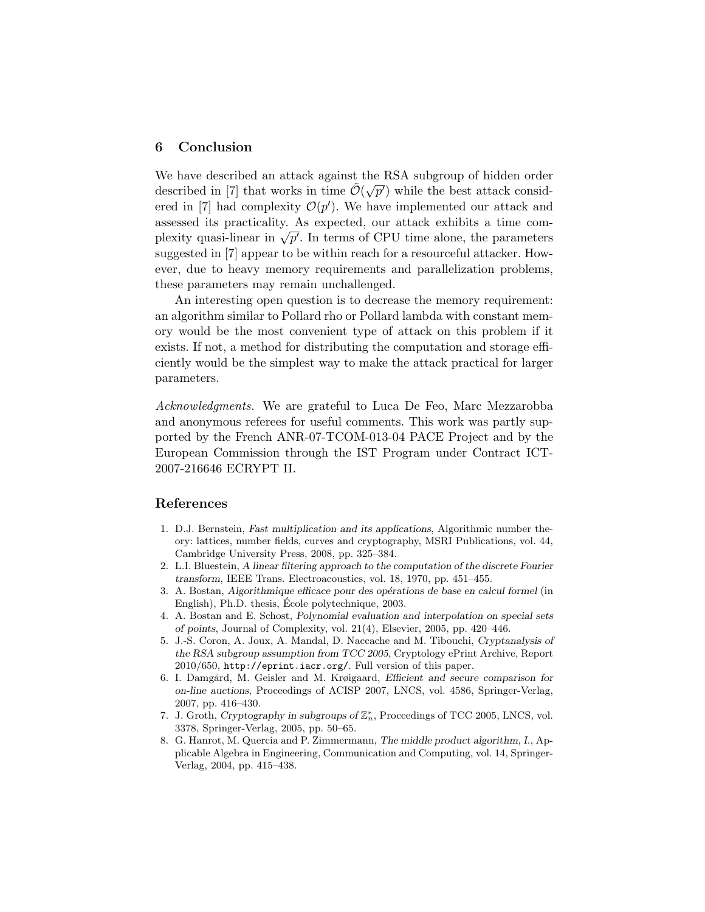## 6 Conclusion

We have described an attack against the RSA subgroup of hidden order described in [7] that works in time $\tilde{\mathcal{O}}(\sqrt{p'})$ while the best attack considered in [7] had complexity $\mathcal{O}(p')$. We have implemented our attack and assessed its practicality. As expected, our attack exhibits a time complexity quasi-linear in $\sqrt{p'}$. In terms of CPU time alone, the parameters suggested in [7] appear to be within reach for a resourceful attacker. However, due to heavy memory requirements and parallelization problems, these parameters may remain unchallenged.

An interesting open question is to decrease the memory requirement: an algorithm similar to Pollard rho or Pollard lambda with constant memory would be the most convenient type of attack on this problem if it exists. If not, a method for distributing the computation and storage efficiently would be the simplest way to make the attack practical for larger parameters.

*Acknowledgments.* We are grateful to Luca De Feo, Marc Mezzarobba and anonymous referees for useful comments. This work was partly supported by the French ANR-07-TCOM-013-04 PACE Project and by the European Commission through the IST Program under Contract ICT-2007-216646 ECRYPT II.

## References

1. D.J. Bernstein, *Fast multiplication and its applications*, Algorithmic number theory: lattices, number fields, curves and cryptography, MSRI Publications, vol. 44, Cambridge University Press, 2008, pp. 325–384.
2. L.I. Bluestein, *A linear filtering approach to the computation of the discrete Fourier transform*, IEEE Trans. Electroacoustics, vol. 18, 1970, pp. 451–455.
3. A. Bostan, *Algorithmique efficace pour des opérations de base en calcul formel* (in English), Ph.D. thesis, École polytechnique, 2003.
4. A. Bostan and E. Schost, *Polynomial evaluation and interpolation on special sets of points*, Journal of Complexity, vol. 21(4), Elsevier, 2005, pp. 420–446.
5. J.-S. Coron, A. Joux, A. Mandal, D. Naccache and M. Tibouchi, *Cryptanalysis of the RSA subgroup assumption from TCC 2005*, Cryptology ePrint Archive, Report 2010/650, `http://eprint.iacr.org/`. Full version of this paper.
6. I. Damgård, M. Geisler and M. Krøigaard, *Efficient and secure comparison for on-line auctions*, Proceedings of ACISP 2007, LNCS, vol. 4586, Springer-Verlag, 2007, pp. 416–430.
7. J. Groth, *Cryptography in subgroups of* $\mathbb{Z}_n^*$, Proceedings of TCC 2005, LNCS, vol. 3378, Springer-Verlag, 2005, pp. 50–65.
8. G. Hanrot, M. Quercia and P. Zimmermann, *The middle product algorithm, I.*, Applicable Algebra in Engineering, Communication and Computing, vol. 14, Springer-Verlag, 2004, pp. 415–438.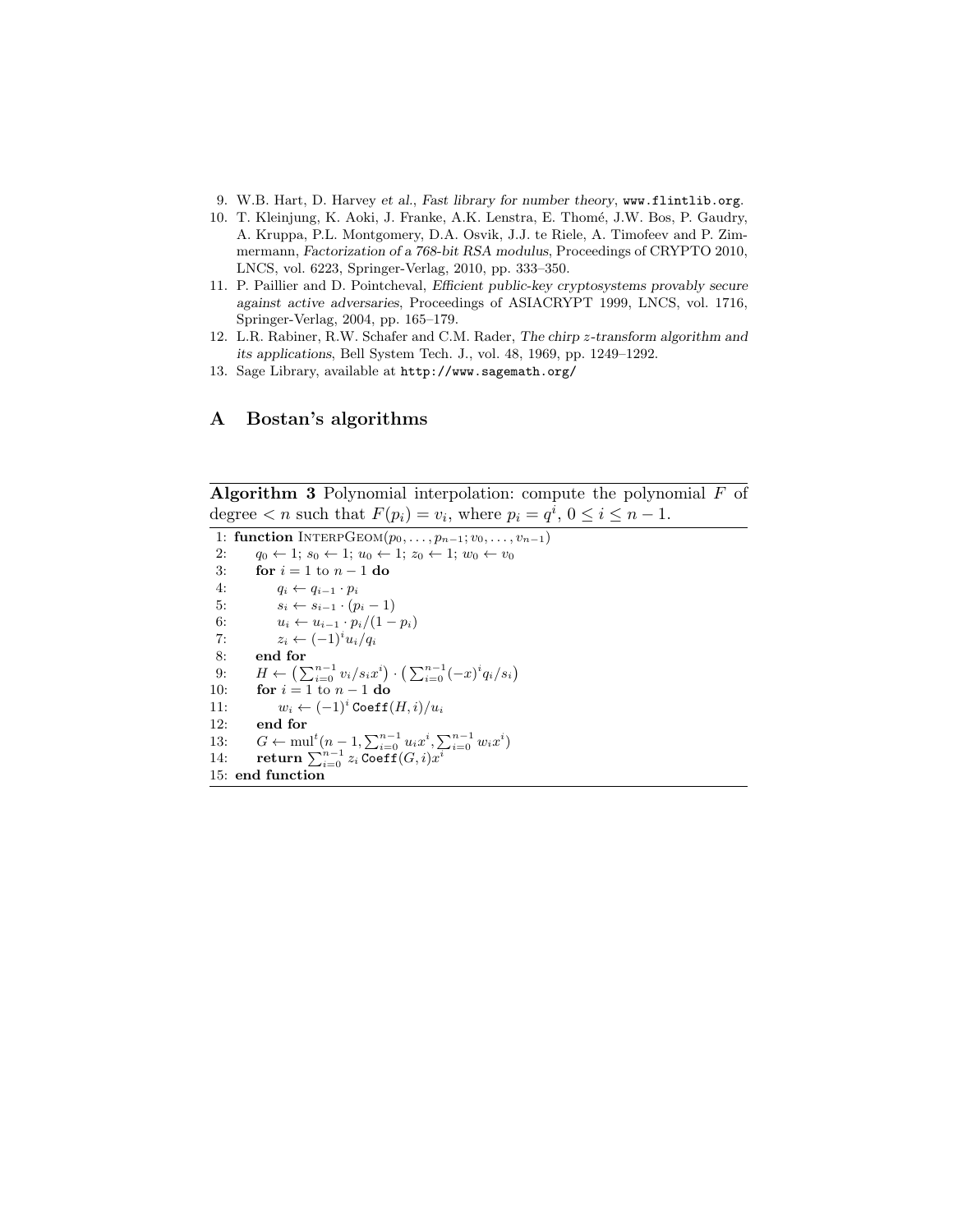9. W.B. Hart, D. Harvey *et al.*, *Fast library for number theory*, `www.flintlib.org`.
10. T. Kleinjung, K. Aoki, J. Franke, A.K. Lenstra, E. Thomé, J.W. Bos, P. Gaudry, A. Kruppa, P.L. Montgomery, D.A. Osvik, J.J. te Riele, A. Timofeev and P. Zimmermann, *Factorization of a 768-bit RSA modulus*, Proceedings of CRYPTO 2010, LNCS, vol. 6223, Springer-Verlag, 2010, pp. 333–350.
11. P. Paillier and D. Pointcheval, *Efficient public-key cryptosystems provably secure against active adversaries*, Proceedings of ASIACRYPT 1999, LNCS, vol. 1716, Springer-Verlag, 2004, pp. 165–179.
12. L.R. Rabiner, R.W. Schafer and C.M. Rader, *The chirp z-transform algorithm and its applications*, Bell System Tech. J., vol. 48, 1969, pp. 1249–1292.
13. Sage Library, available at `http://www.sagemath.org/`

## A Bostan's algorithms

**Algorithm 3** Polynomial interpolation: compute the polynomial $F$ of degree $< n$ such that $F(p_i) = v_i$, where $p_i = q^i$, $0 \le i \le n-1$.

```
 1: function InterpGeom(p_0, ..., p_{n-1}; v_0, ..., v_{n-1})
 2:     q_0 ← 1; s_0 ← 1; u_0 ← 1; z_0 ← 1; w_0 ← v_0
 3:     for i = 1 to n − 1 do
 4:         q_i ← q_{i−1} · p_i
 5:         s_i ← s_{i−1} · (p_i − 1)
 6:         u_i ← u_{i−1} · p_i/(1 − p_i)
 7:         z_i ← (−1)^i u_i/q_i
 8:     end for
 9:     H ← (Σ_{i=0}^{n−1} v_i/s_i x^i) · (Σ_{i=0}^{n−1} (−x)^i q_i/s_i)
10:     for i = 1 to n − 1 do
11:         w_i ← (−1)^i Coeff(H, i)/u_i
12:     end for
13:     G ← mul^t(n − 1, Σ_{i=0}^{n−1} u_i x^i, Σ_{i=0}^{n−1} w_i x^i)
14:     return Σ_{i=0}^{n−1} z_i Coeff(G, i) x^i
15: end function
```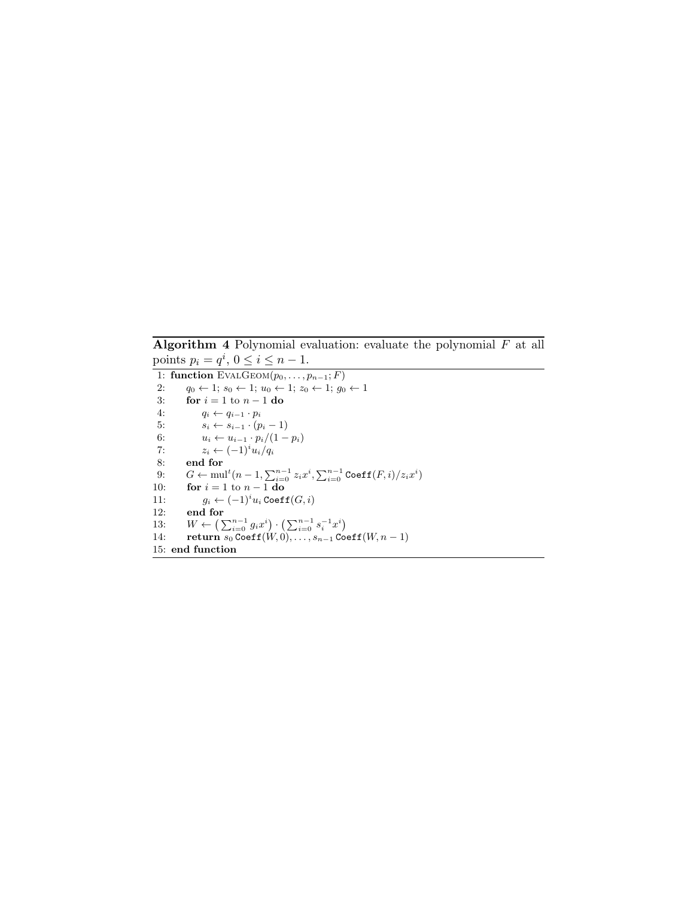**Algorithm 4** Polynomial evaluation: evaluate the polynomial $F$ at all points $p_i = q^i$, $0 \le i \le n-1$.

```
 1: function EvalGeom(p_0, ..., p_{n-1}; F)
 2:     q_0 ← 1; s_0 ← 1; u_0 ← 1; z_0 ← 1; g_0 ← 1
 3:     for i = 1 to n − 1 do
 4:         q_i ← q_{i−1} · p_i
 5:         s_i ← s_{i−1} · (p_i − 1)
 6:         u_i ← u_{i−1} · p_i/(1 − p_i)
 7:         z_i ← (−1)^i u_i/q_i
 8:     end for
 9:     G ← mul^t(n − 1, Σ_{i=0}^{n−1} z_i x^i, Σ_{i=0}^{n−1} Coeff(F, i)/z_i x^i)
10:     for i = 1 to n − 1 do
11:         g_i ← (−1)^i u_i Coeff(G, i)
12:     end for
13:     W ← (Σ_{i=0}^{n−1} g_i x^i) · (Σ_{i=0}^{n−1} s_i^{−1} x^i)
14:     return s_0 Coeff(W, 0), ..., s_{n−1} Coeff(W, n − 1)
15: end function
```